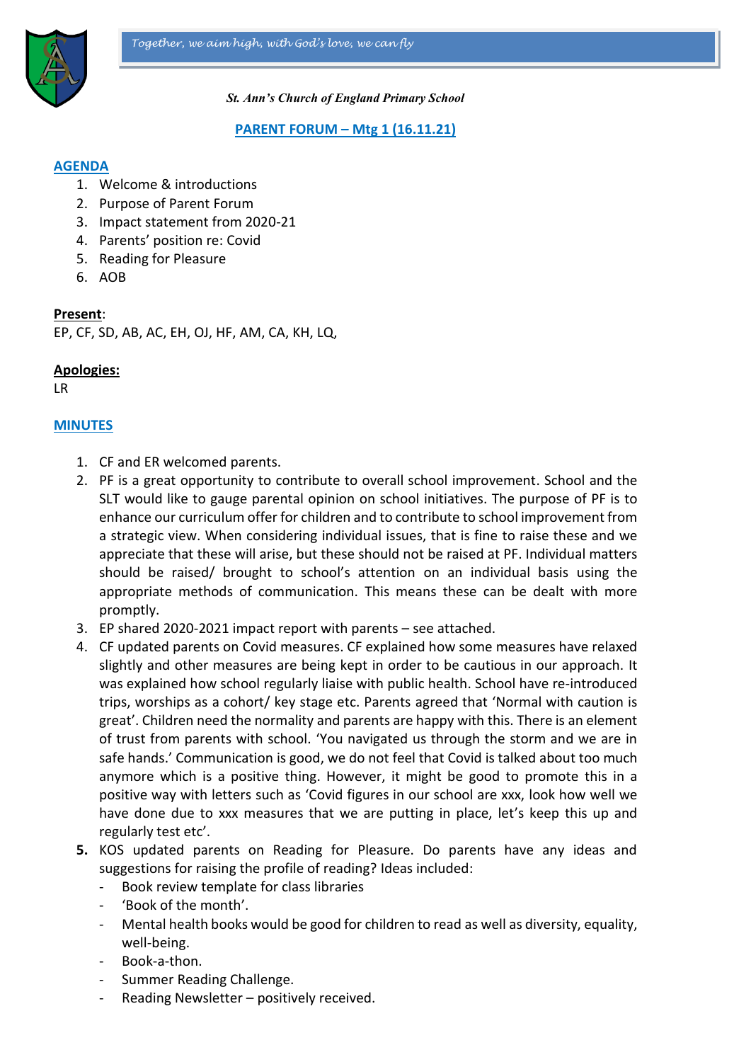*Together, we aim high, with God's love, we can fly*

***St. Ann's Church of England Primary School***

## PARENT FORUM – Mtg 1 (16.11.21)

### AGENDA

1. Welcome & introductions
2. Purpose of Parent Forum
3. Impact statement from 2020-21
4. Parents' position re: Covid
5. Reading for Pleasure
6. AOB

**Present**:
EP, CF, SD, AB, AC, EH, OJ, HF, AM, CA, KH, LQ,

**Apologies:**
LR

### MINUTES

1. CF and ER welcomed parents.
2. PF is a great opportunity to contribute to overall school improvement. School and the SLT would like to gauge parental opinion on school initiatives. The purpose of PF is to enhance our curriculum offer for children and to contribute to school improvement from a strategic view. When considering individual issues, that is fine to raise these and we appreciate that these will arise, but these should not be raised at PF. Individual matters should be raised/ brought to school's attention on an individual basis using the appropriate methods of communication. This means these can be dealt with more promptly.
3. EP shared 2020-2021 impact report with parents – see attached.
4. CF updated parents on Covid measures. CF explained how some measures have relaxed slightly and other measures are being kept in order to be cautious in our approach. It was explained how school regularly liaise with public health. School have re-introduced trips, worships as a cohort/ key stage etc. Parents agreed that 'Normal with caution is great'. Children need the normality and parents are happy with this. There is an element of trust from parents with school. 'You navigated us through the storm and we are in safe hands.' Communication is good, we do not feel that Covid is talked about too much anymore which is a positive thing. However, it might be good to promote this in a positive way with letters such as 'Covid figures in our school are xxx, look how well we have done due to xxx measures that we are putting in place, let's keep this up and regularly test etc'.
5. KOS updated parents on Reading for Pleasure. Do parents have any ideas and suggestions for raising the profile of reading? Ideas included:
   - Book review template for class libraries
   - 'Book of the month'.
   - Mental health books would be good for children to read as well as diversity, equality, well-being.
   - Book-a-thon.
   - Summer Reading Challenge.
   - Reading Newsletter – positively received.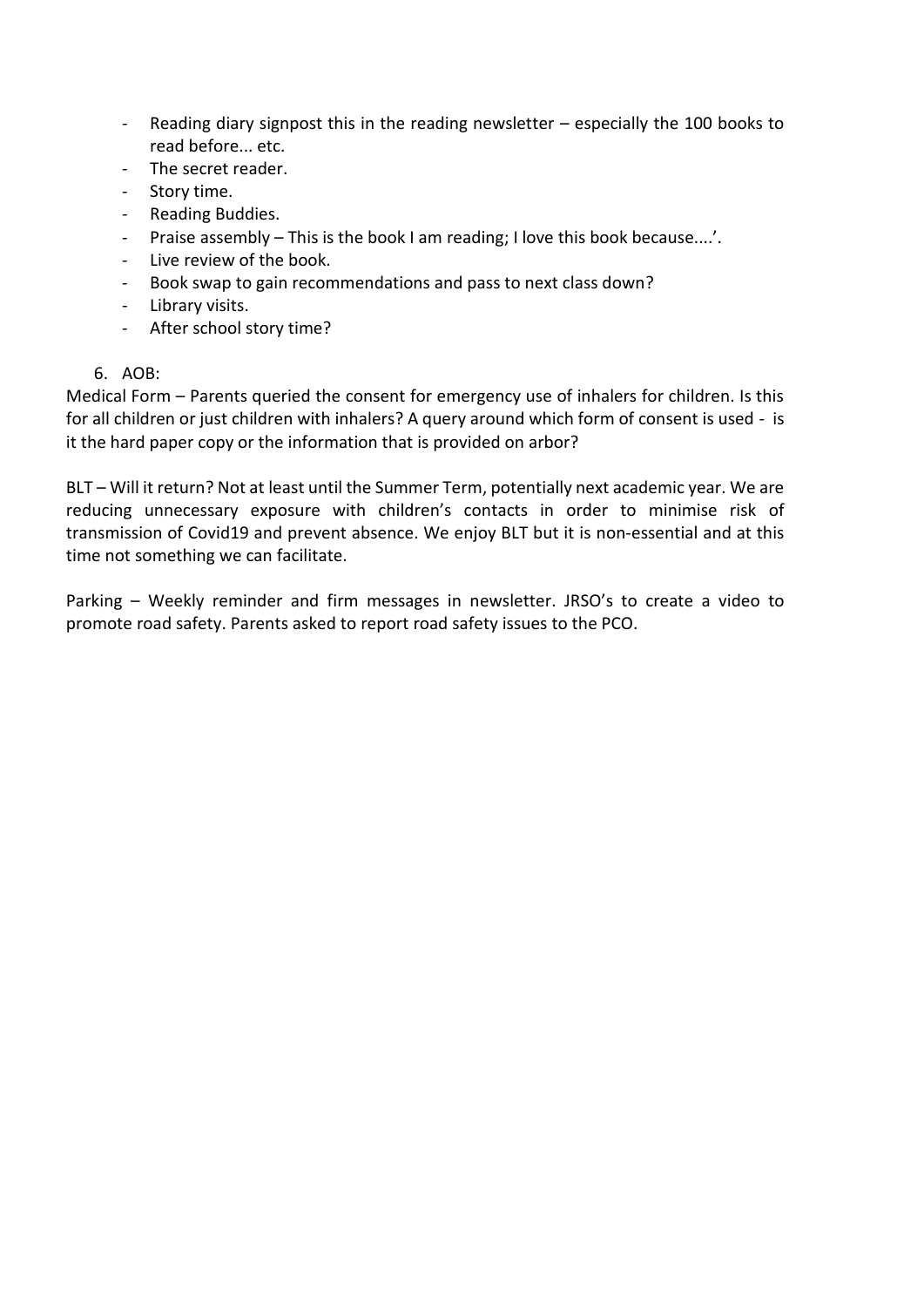- Reading diary signpost this in the reading newsletter – especially the 100 books to read before... etc.
- The secret reader.
- Story time.
- Reading Buddies.
- Praise assembly – This is the book I am reading; I love this book because....'.
- Live review of the book.
- Book swap to gain recommendations and pass to next class down?
- Library visits.
- After school story time?

6. AOB:

Medical Form – Parents queried the consent for emergency use of inhalers for children. Is this for all children or just children with inhalers? A query around which form of consent is used - is it the hard paper copy or the information that is provided on arbor?

BLT – Will it return? Not at least until the Summer Term, potentially next academic year. We are reducing unnecessary exposure with children's contacts in order to minimise risk of transmission of Covid19 and prevent absence. We enjoy BLT but it is non-essential and at this time not something we can facilitate.

Parking – Weekly reminder and firm messages in newsletter. JRSO's to create a video to promote road safety. Parents asked to report road safety issues to the PCO.